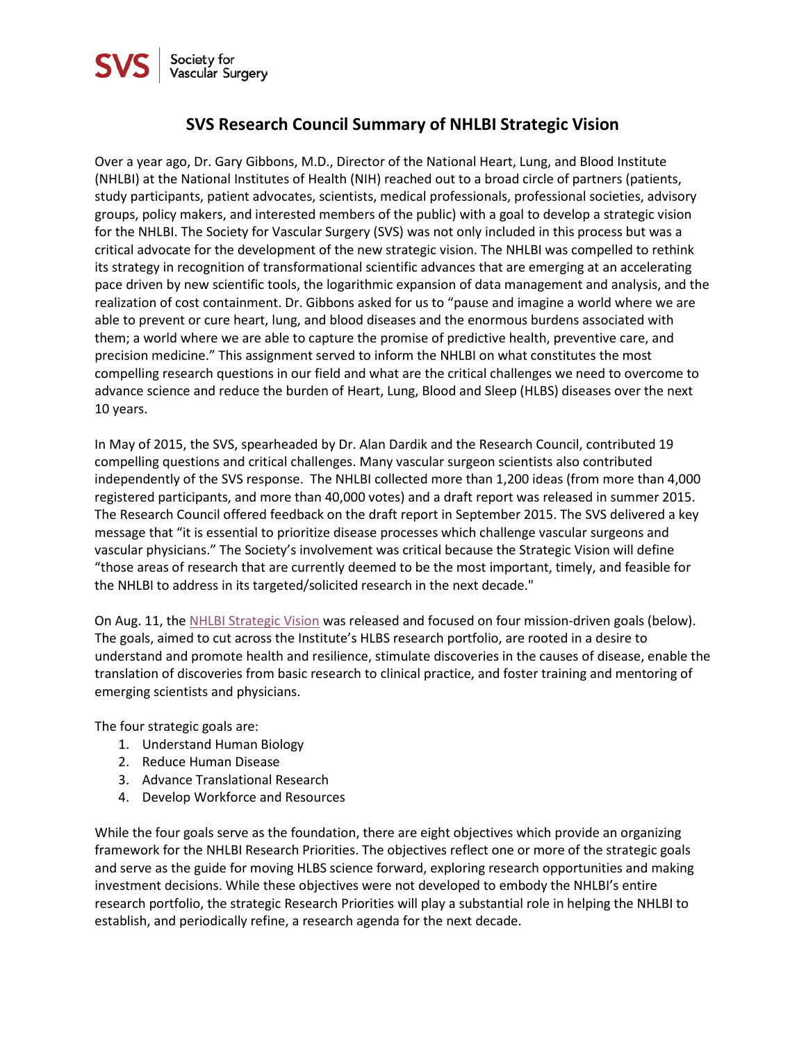SVS | Society for Vascular Surgery

# SVS Research Council Summary of NHLBI Strategic Vision

Over a year ago, Dr. Gary Gibbons, M.D., Director of the National Heart, Lung, and Blood Institute (NHLBI) at the National Institutes of Health (NIH) reached out to a broad circle of partners (patients, study participants, patient advocates, scientists, medical professionals, professional societies, advisory groups, policy makers, and interested members of the public) with a goal to develop a strategic vision for the NHLBI. The Society for Vascular Surgery (SVS) was not only included in this process but was a critical advocate for the development of the new strategic vision. The NHLBI was compelled to rethink its strategy in recognition of transformational scientific advances that are emerging at an accelerating pace driven by new scientific tools, the logarithmic expansion of data management and analysis, and the realization of cost containment. Dr. Gibbons asked for us to "pause and imagine a world where we are able to prevent or cure heart, lung, and blood diseases and the enormous burdens associated with them; a world where we are able to capture the promise of predictive health, preventive care, and precision medicine." This assignment served to inform the NHLBI on what constitutes the most compelling research questions in our field and what are the critical challenges we need to overcome to advance science and reduce the burden of Heart, Lung, Blood and Sleep (HLBS) diseases over the next 10 years.

In May of 2015, the SVS, spearheaded by Dr. Alan Dardik and the Research Council, contributed 19 compelling questions and critical challenges. Many vascular surgeon scientists also contributed independently of the SVS response. The NHLBI collected more than 1,200 ideas (from more than 4,000 registered participants, and more than 40,000 votes) and a draft report was released in summer 2015. The Research Council offered feedback on the draft report in September 2015. The SVS delivered a key message that "it is essential to prioritize disease processes which challenge vascular surgeons and vascular physicians." The Society's involvement was critical because the Strategic Vision will define "those areas of research that are currently deemed to be the most important, timely, and feasible for the NHLBI to address in its targeted/solicited research in the next decade."

On Aug. 11, the NHLBI Strategic Vision was released and focused on four mission-driven goals (below). The goals, aimed to cut across the Institute's HLBS research portfolio, are rooted in a desire to understand and promote health and resilience, stimulate discoveries in the causes of disease, enable the translation of discoveries from basic research to clinical practice, and foster training and mentoring of emerging scientists and physicians.

The four strategic goals are:

1. Understand Human Biology
2. Reduce Human Disease
3. Advance Translational Research
4. Develop Workforce and Resources

While the four goals serve as the foundation, there are eight objectives which provide an organizing framework for the NHLBI Research Priorities. The objectives reflect one or more of the strategic goals and serve as the guide for moving HLBS science forward, exploring research opportunities and making investment decisions. While these objectives were not developed to embody the NHLBI's entire research portfolio, the strategic Research Priorities will play a substantial role in helping the NHLBI to establish, and periodically refine, a research agenda for the next decade.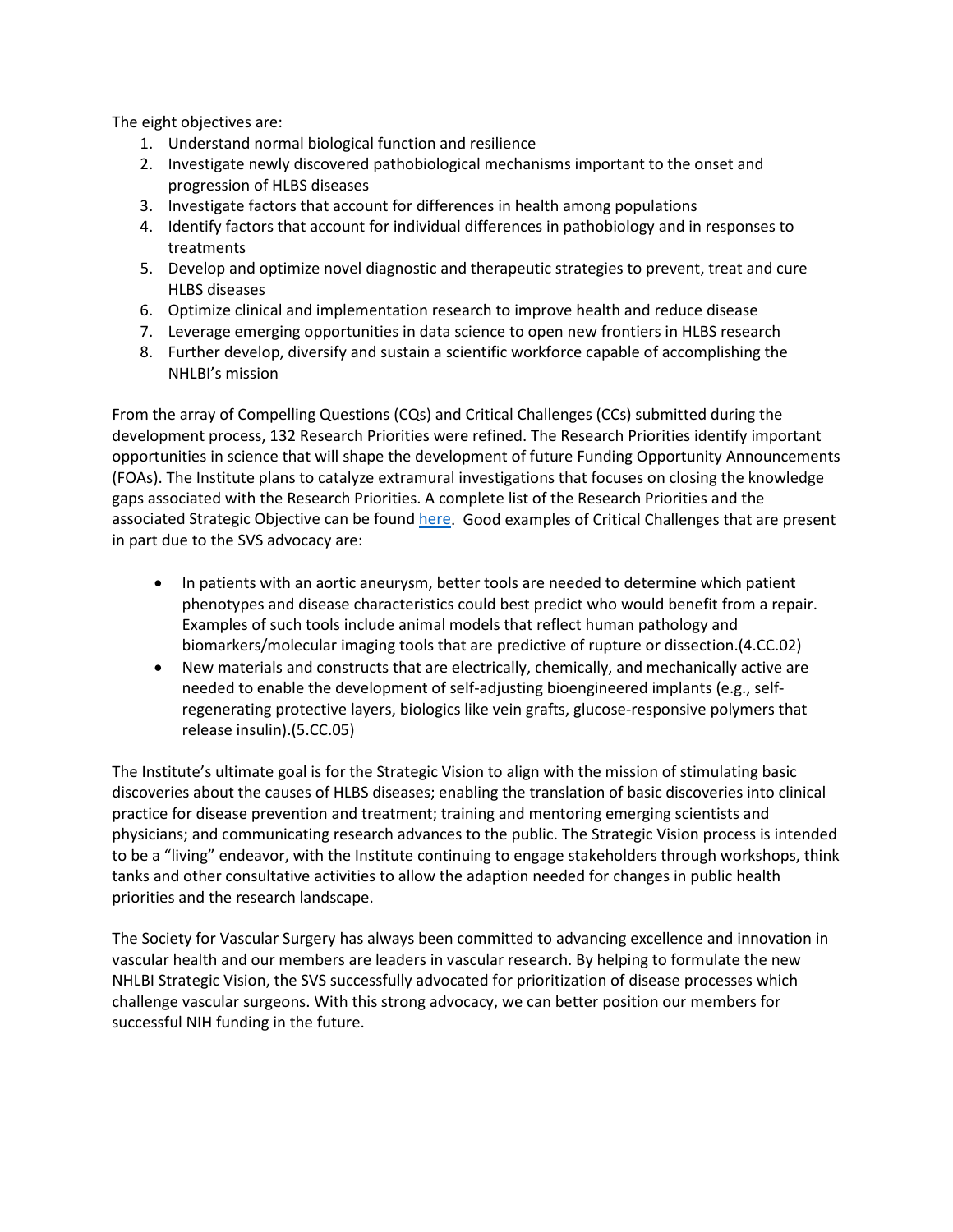The eight objectives are:

1. Understand normal biological function and resilience
2. Investigate newly discovered pathobiological mechanisms important to the onset and progression of HLBS diseases
3. Investigate factors that account for differences in health among populations
4. Identify factors that account for individual differences in pathobiology and in responses to treatments
5. Develop and optimize novel diagnostic and therapeutic strategies to prevent, treat and cure HLBS diseases
6. Optimize clinical and implementation research to improve health and reduce disease
7. Leverage emerging opportunities in data science to open new frontiers in HLBS research
8. Further develop, diversify and sustain a scientific workforce capable of accomplishing the NHLBI's mission

From the array of Compelling Questions (CQs) and Critical Challenges (CCs) submitted during the development process, 132 Research Priorities were refined. The Research Priorities identify important opportunities in science that will shape the development of future Funding Opportunity Announcements (FOAs). The Institute plans to catalyze extramural investigations that focuses on closing the knowledge gaps associated with the Research Priorities. A complete list of the Research Priorities and the associated Strategic Objective can be found here. Good examples of Critical Challenges that are present in part due to the SVS advocacy are:

- In patients with an aortic aneurysm, better tools are needed to determine which patient phenotypes and disease characteristics could best predict who would benefit from a repair. Examples of such tools include animal models that reflect human pathology and biomarkers/molecular imaging tools that are predictive of rupture or dissection.(4.CC.02)
- New materials and constructs that are electrically, chemically, and mechanically active are needed to enable the development of self-adjusting bioengineered implants (e.g., self-regenerating protective layers, biologics like vein grafts, glucose-responsive polymers that release insulin).(5.CC.05)

The Institute's ultimate goal is for the Strategic Vision to align with the mission of stimulating basic discoveries about the causes of HLBS diseases; enabling the translation of basic discoveries into clinical practice for disease prevention and treatment; training and mentoring emerging scientists and physicians; and communicating research advances to the public. The Strategic Vision process is intended to be a "living" endeavor, with the Institute continuing to engage stakeholders through workshops, think tanks and other consultative activities to allow the adaption needed for changes in public health priorities and the research landscape.

The Society for Vascular Surgery has always been committed to advancing excellence and innovation in vascular health and our members are leaders in vascular research. By helping to formulate the new NHLBI Strategic Vision, the SVS successfully advocated for prioritization of disease processes which challenge vascular surgeons. With this strong advocacy, we can better position our members for successful NIH funding in the future.